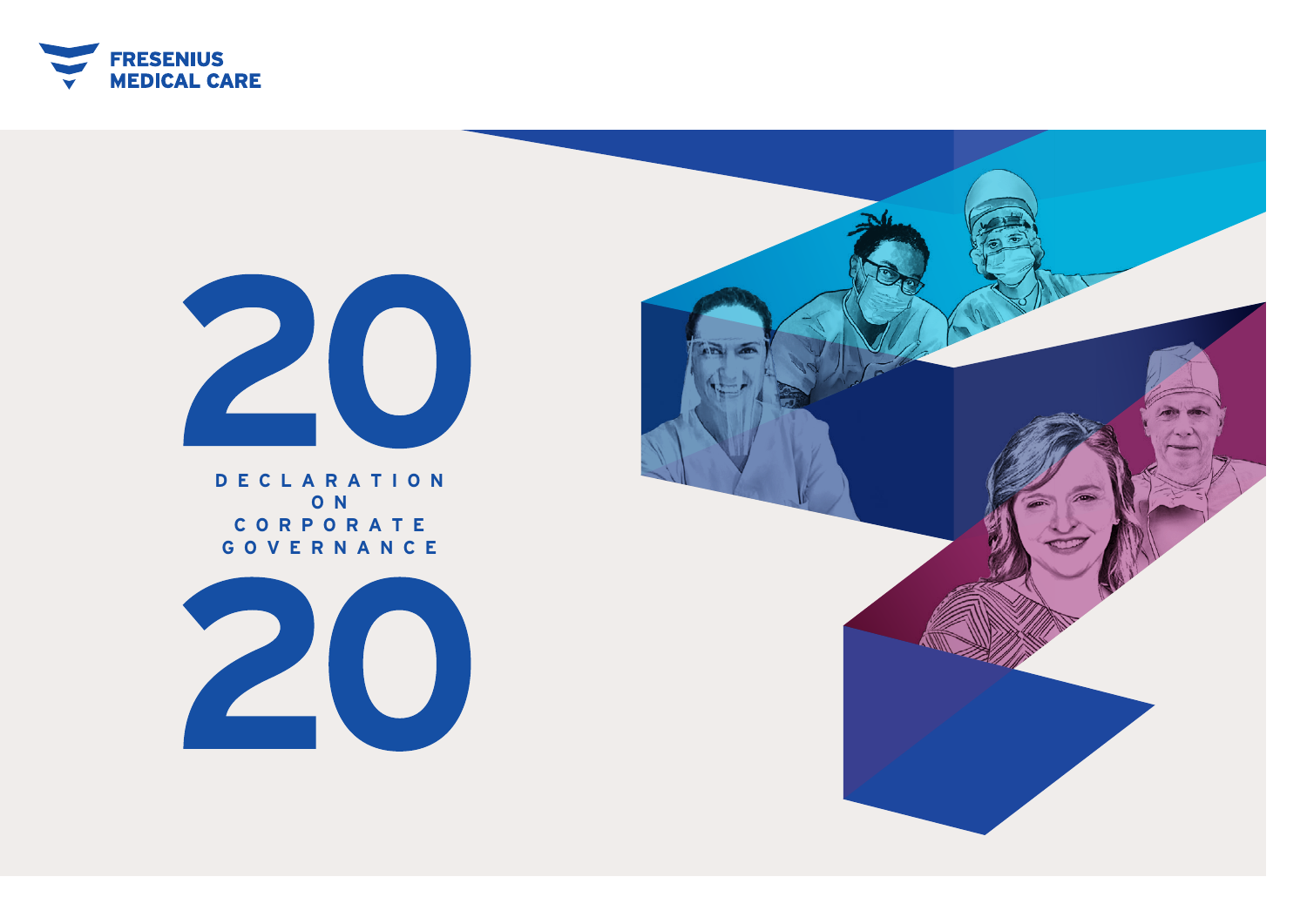FRESENIUS MEDICAL CARE

# 2020 DECLARATION ON CORPORATE GOVERNANCE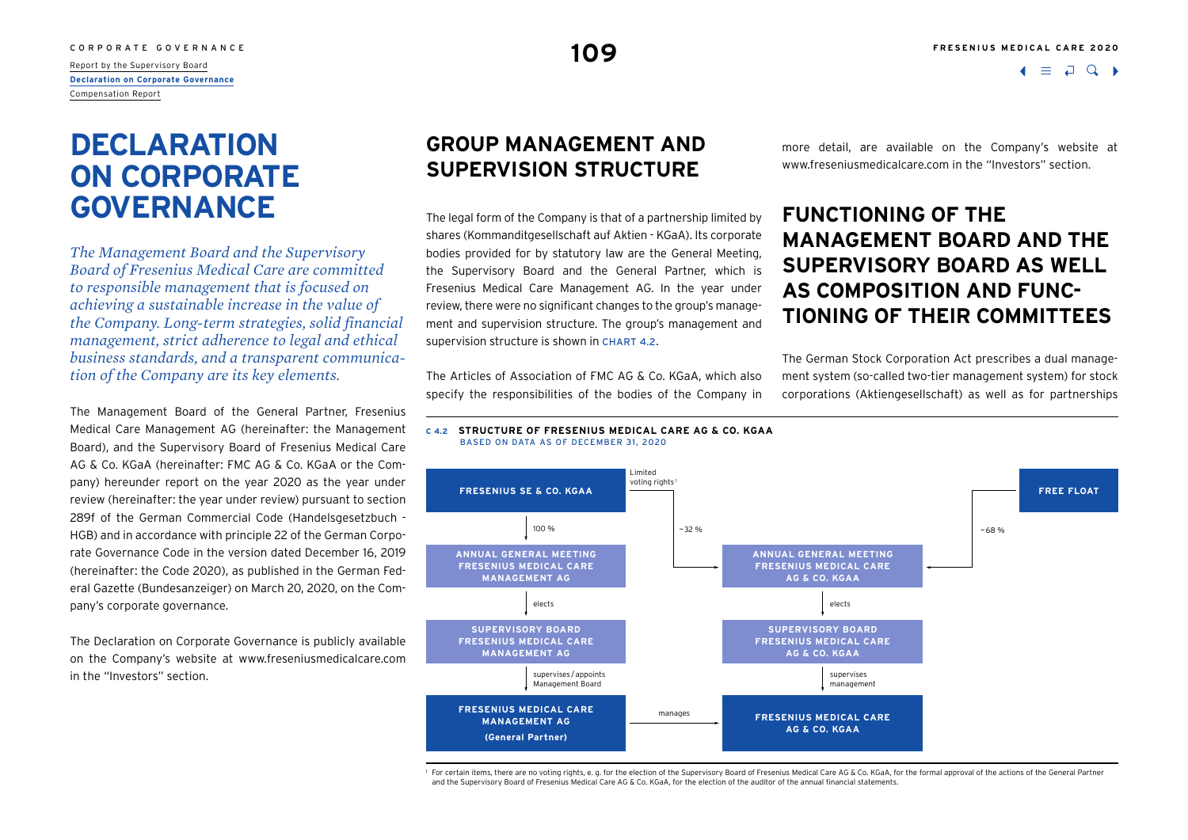# DECLARATION ON CORPORATE GOVERNANCE

*The Management Board and the Supervisory Board of Fresenius Medical Care are committed to responsible management that is focused on achieving a sustainable increase in the value of the Company. Long-term strategies, solid financial management, strict adherence to legal and ethical business standards, and a transparent communication of the Company are its key elements.*

The Management Board of the General Partner, Fresenius Medical Care Management AG (hereinafter: the Management Board), and the Supervisory Board of Fresenius Medical Care AG & Co. KGaA (hereinafter: FMC AG & Co. KGaA or the Company) hereunder report on the year 2020 as the year under review (hereinafter: the year under review) pursuant to section 289f of the German Commercial Code (Handelsgesetzbuch - HGB) and in accordance with principle 22 of the German Corporate Governance Code in the version dated December 16, 2019 (hereinafter: the Code 2020), as published in the German Federal Gazette (Bundesanzeiger) on March 20, 2020, on the Company's corporate governance.

The Declaration on Corporate Governance is publicly available on the Company's website at www.freseniusmedicalcare.com in the "Investors" section.

## GROUP MANAGEMENT AND SUPERVISION STRUCTURE

The legal form of the Company is that of a partnership limited by shares (Kommanditgesellschaft auf Aktien - KGaA). Its corporate bodies provided for by statutory law are the General Meeting, the Supervisory Board and the General Partner, which is Fresenius Medical Care Management AG. In the year under review, there were no significant changes to the group's management and supervision structure. The group's management and supervision structure is shown in CHART 4.2.

The Articles of Association of FMC AG & Co. KGaA, which also specify the responsibilities of the bodies of the Company in more detail, are available on the Company's website at www.freseniusmedicalcare.com in the "Investors" section.

## FUNCTIONING OF THE MANAGEMENT BOARD AND THE SUPERVISORY BOARD AS WELL AS COMPOSITION AND FUNCTIONING OF THEIR COMMITTEES

The German Stock Corporation Act prescribes a dual management system (so-called two-tier management system) for stock corporations (Aktiengesellschaft) as well as for partnerships

**C 4.2 STRUCTURE OF FRESENIUS MEDICAL CARE AG & CO. KGAA**
BASED ON DATA AS OF DECEMBER 31, 2020

- **FRESENIUS SE & CO. KGAA** — 100 % → **ANNUAL GENERAL MEETING FRESENIUS MEDICAL CARE MANAGEMENT AG** — elects → **SUPERVISORY BOARD FRESENIUS MEDICAL CARE MANAGEMENT AG** — supervises / appoints Management Board → **FRESENIUS MEDICAL CARE MANAGEMENT AG (General Partner)**
- **FRESENIUS SE & CO. KGAA** — Limited voting rights[1], ~32 % → **ANNUAL GENERAL MEETING FRESENIUS MEDICAL CARE AG & CO. KGAA**
- **FREE FLOAT** — ~68 % → **ANNUAL GENERAL MEETING FRESENIUS MEDICAL CARE AG & CO. KGAA** — elects → **SUPERVISORY BOARD FRESENIUS MEDICAL CARE AG & CO. KGAA** — supervises management → **FRESENIUS MEDICAL CARE AG & CO. KGAA**
- **FRESENIUS MEDICAL CARE MANAGEMENT AG (General Partner)** — manages → **FRESENIUS MEDICAL CARE AG & CO. KGAA**

[1] For certain items, there are no voting rights, e. g. for the election of the Supervisory Board of Fresenius Medical Care AG & Co. KGaA, for the formal approval of the actions of the General Partner and the Supervisory Board of Fresenius Medical Care AG & Co. KGaA, for the election of the auditor of the annual financial statements.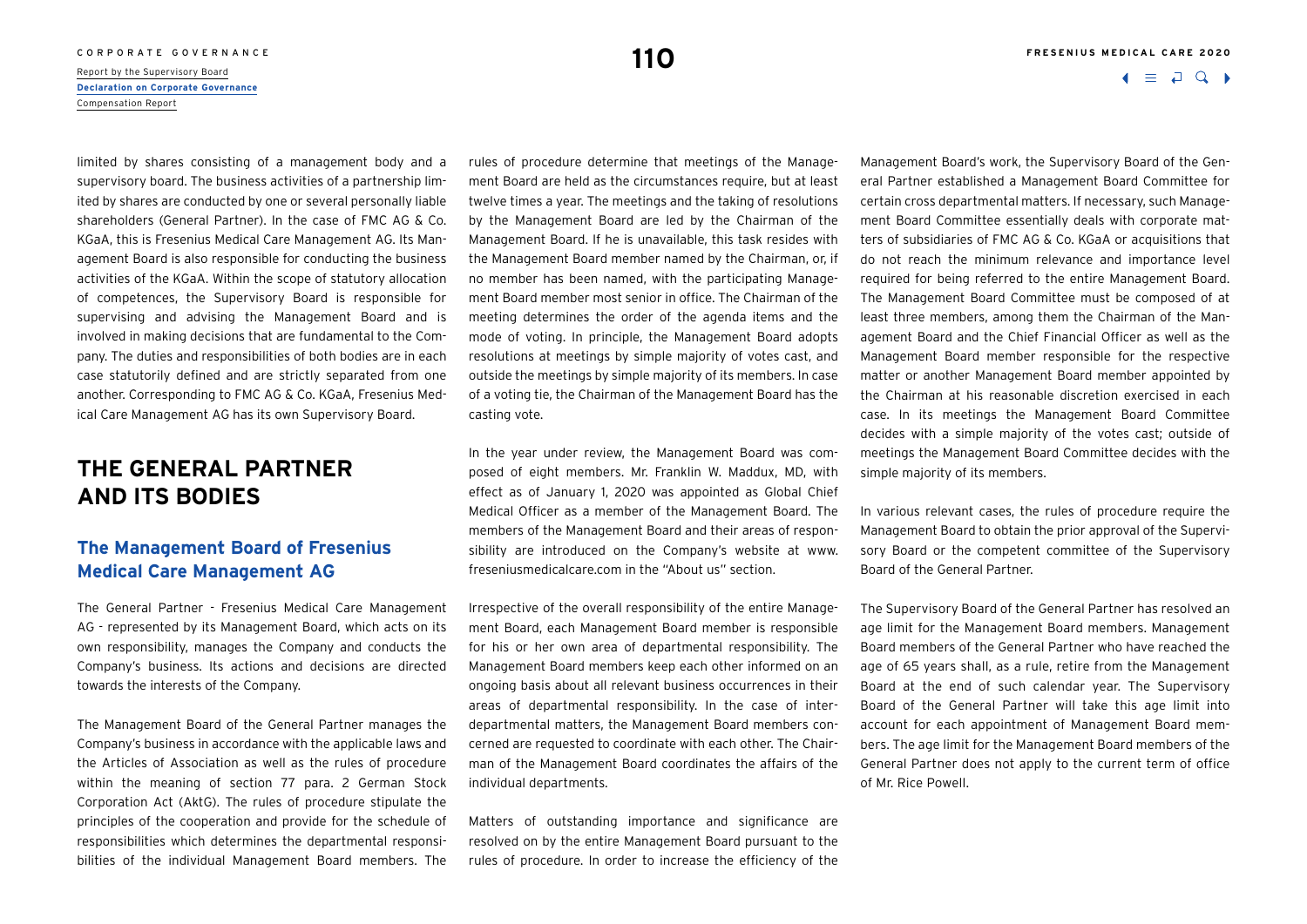limited by shares consisting of a management body and a supervisory board. The business activities of a partnership limited by shares are conducted by one or several personally liable shareholders (General Partner). In the case of FMC AG & Co. KGaA, this is Fresenius Medical Care Management AG. Its Management Board is also responsible for conducting the business activities of the KGaA. Within the scope of statutory allocation of competences, the Supervisory Board is responsible for supervising and advising the Management Board and is involved in making decisions that are fundamental to the Company. The duties and responsibilities of both bodies are in each case statutorily defined and are strictly separated from one another. Corresponding to FMC AG & Co. KGaA, Fresenius Medical Care Management AG has its own Supervisory Board.

## THE GENERAL PARTNER AND ITS BODIES

### The Management Board of Fresenius Medical Care Management AG

The General Partner - Fresenius Medical Care Management AG - represented by its Management Board, which acts on its own responsibility, manages the Company and conducts the Company's business. Its actions and decisions are directed towards the interests of the Company.

The Management Board of the General Partner manages the Company's business in accordance with the applicable laws and the Articles of Association as well as the rules of procedure within the meaning of section 77 para. 2 German Stock Corporation Act (AktG). The rules of procedure stipulate the principles of the cooperation and provide for the schedule of responsibilities which determines the departmental responsibilities of the individual Management Board members. The rules of procedure determine that meetings of the Management Board are held as the circumstances require, but at least twelve times a year. The meetings and the taking of resolutions by the Management Board are led by the Chairman of the Management Board. If he is unavailable, this task resides with the Management Board member named by the Chairman, or, if no member has been named, with the participating Management Board member most senior in office. The Chairman of the meeting determines the order of the agenda items and the mode of voting. In principle, the Management Board adopts resolutions at meetings by simple majority of votes cast, and outside the meetings by simple majority of its members. In case of a voting tie, the Chairman of the Management Board has the casting vote.

In the year under review, the Management Board was composed of eight members. Mr. Franklin W. Maddux, MD, with effect as of January 1, 2020 was appointed as Global Chief Medical Officer as a member of the Management Board. The members of the Management Board and their areas of responsibility are introduced on the Company's website at www.freseniusmedicalcare.com in the "About us" section.

Irrespective of the overall responsibility of the entire Management Board, each Management Board member is responsible for his or her own area of departmental responsibility. The Management Board members keep each other informed on an ongoing basis about all relevant business occurrences in their areas of departmental responsibility. In the case of interdepartmental matters, the Management Board members concerned are requested to coordinate with each other. The Chairman of the Management Board coordinates the affairs of the individual departments.

Matters of outstanding importance and significance are resolved on by the entire Management Board pursuant to the rules of procedure. In order to increase the efficiency of the Management Board's work, the Supervisory Board of the General Partner established a Management Board Committee for certain cross departmental matters. If necessary, such Management Board Committee essentially deals with corporate matters of subsidiaries of FMC AG & Co. KGaA or acquisitions that do not reach the minimum relevance and importance level required for being referred to the entire Management Board. The Management Board Committee must be composed of at least three members, among them the Chairman of the Management Board and the Chief Financial Officer as well as the Management Board member responsible for the respective matter or another Management Board member appointed by the Chairman at his reasonable discretion exercised in each case. In its meetings the Management Board Committee decides with a simple majority of the votes cast; outside of meetings the Management Board Committee decides with the simple majority of its members.

In various relevant cases, the rules of procedure require the Management Board to obtain the prior approval of the Supervisory Board or the competent committee of the Supervisory Board of the General Partner.

The Supervisory Board of the General Partner has resolved an age limit for the Management Board members. Management Board members of the General Partner who have reached the age of 65 years shall, as a rule, retire from the Management Board at the end of such calendar year. The Supervisory Board of the General Partner will take this age limit into account for each appointment of Management Board members. The age limit for the Management Board members of the General Partner does not apply to the current term of office of Mr. Rice Powell.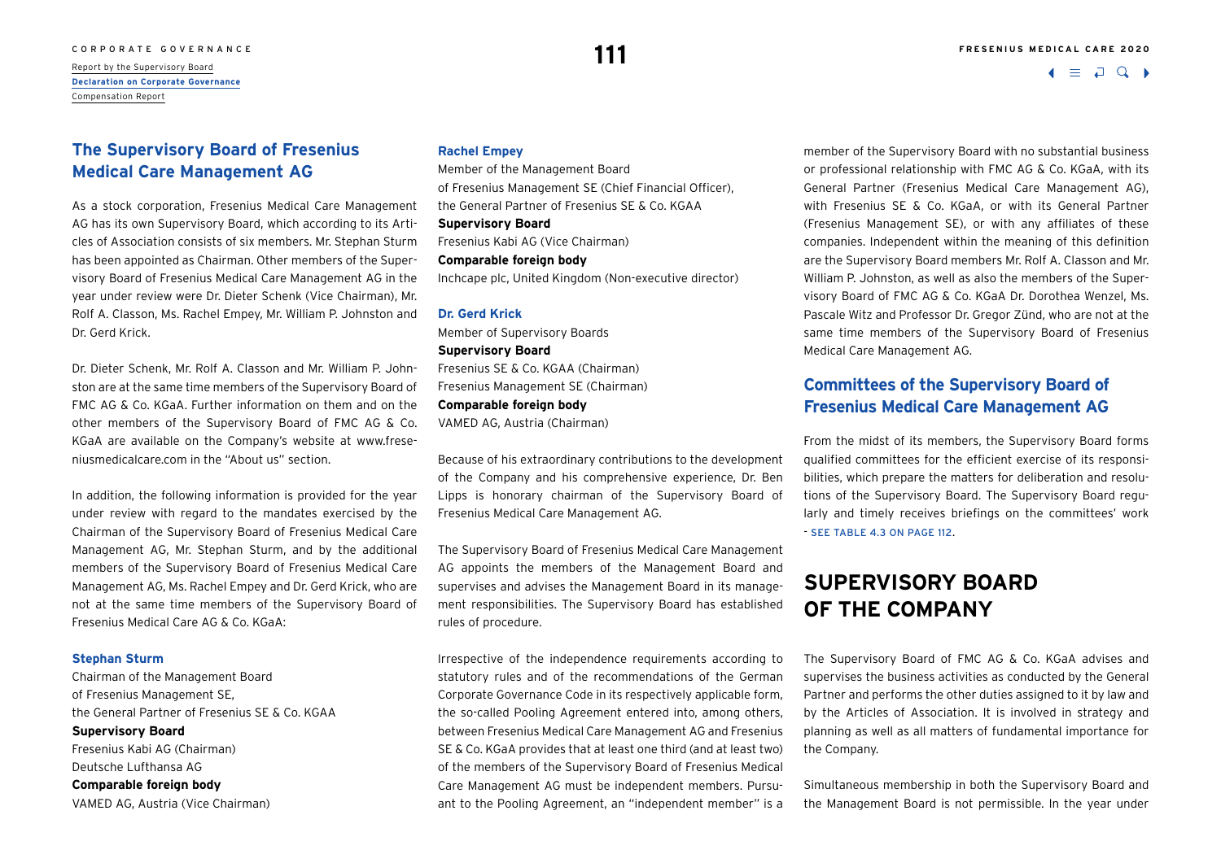## The Supervisory Board of Fresenius Medical Care Management AG

As a stock corporation, Fresenius Medical Care Management AG has its own Supervisory Board, which according to its Articles of Association consists of six members. Mr. Stephan Sturm has been appointed as Chairman. Other members of the Supervisory Board of Fresenius Medical Care Management AG in the year under review were Dr. Dieter Schenk (Vice Chairman), Mr. Rolf A. Classon, Ms. Rachel Empey, Mr. William P. Johnston and Dr. Gerd Krick.

Dr. Dieter Schenk, Mr. Rolf A. Classon and Mr. William P. Johnston are at the same time members of the Supervisory Board of FMC AG & Co. KGaA. Further information on them and on the other members of the Supervisory Board of FMC AG & Co. KGaA are available on the Company's website at www.freseniusmedicalcare.com in the "About us" section.

In addition, the following information is provided for the year under review with regard to the mandates exercised by the Chairman of the Supervisory Board of Fresenius Medical Care Management AG, Mr. Stephan Sturm, and by the additional members of the Supervisory Board of Fresenius Medical Care Management AG, Ms. Rachel Empey and Dr. Gerd Krick, who are not at the same time members of the Supervisory Board of Fresenius Medical Care AG & Co. KGaA:

#### Stephan Sturm

Chairman of the Management Board of Fresenius Management SE, the General Partner of Fresenius SE & Co. KGAA

**Supervisory Board**
Fresenius Kabi AG (Chairman)
Deutsche Lufthansa AG

**Comparable foreign body**
VAMED AG, Austria (Vice Chairman)

#### Rachel Empey

Member of the Management Board of Fresenius Management SE (Chief Financial Officer), the General Partner of Fresenius SE & Co. KGAA

**Supervisory Board**
Fresenius Kabi AG (Vice Chairman)

**Comparable foreign body**
Inchcape plc, United Kingdom (Non-executive director)

#### Dr. Gerd Krick

Member of Supervisory Boards

**Supervisory Board**
Fresenius SE & Co. KGAA (Chairman)
Fresenius Management SE (Chairman)

**Comparable foreign body**
VAMED AG, Austria (Chairman)

Because of his extraordinary contributions to the development of the Company and his comprehensive experience, Dr. Ben Lipps is honorary chairman of the Supervisory Board of Fresenius Medical Care Management AG.

The Supervisory Board of Fresenius Medical Care Management AG appoints the members of the Management Board and supervises and advises the Management Board in its management responsibilities. The Supervisory Board has established rules of procedure.

Irrespective of the independence requirements according to statutory rules and of the recommendations of the German Corporate Governance Code in its respectively applicable form, the so-called Pooling Agreement entered into, among others, between Fresenius Medical Care Management AG and Fresenius SE & Co. KGaA provides that at least one third (and at least two) of the members of the Supervisory Board of Fresenius Medical Care Management AG must be independent members. Pursuant to the Pooling Agreement, an "independent member" is a member of the Supervisory Board with no substantial business or professional relationship with FMC AG & Co. KGaA, with its General Partner (Fresenius Medical Care Management AG), with Fresenius SE & Co. KGaA, or with its General Partner (Fresenius Management SE), or with any affiliates of these companies. Independent within the meaning of this definition are the Supervisory Board members Mr. Rolf A. Classon and Mr. William P. Johnston, as well as also the members of the Supervisory Board of FMC AG & Co. KGaA Dr. Dorothea Wenzel, Ms. Pascale Witz and Professor Dr. Gregor Zünd, who are not at the same time members of the Supervisory Board of Fresenius Medical Care Management AG.

## Committees of the Supervisory Board of Fresenius Medical Care Management AG

From the midst of its members, the Supervisory Board forms qualified committees for the efficient exercise of its responsibilities, which prepare the matters for deliberation and resolutions of the Supervisory Board. The Supervisory Board regularly and timely receives briefings on the committees' work - SEE TABLE 4.3 ON PAGE 112.

# SUPERVISORY BOARD OF THE COMPANY

The Supervisory Board of FMC AG & Co. KGaA advises and supervises the business activities as conducted by the General Partner and performs the other duties assigned to it by law and by the Articles of Association. It is involved in strategy and planning as well as all matters of fundamental importance for the Company.

Simultaneous membership in both the Supervisory Board and the Management Board is not permissible. In the year under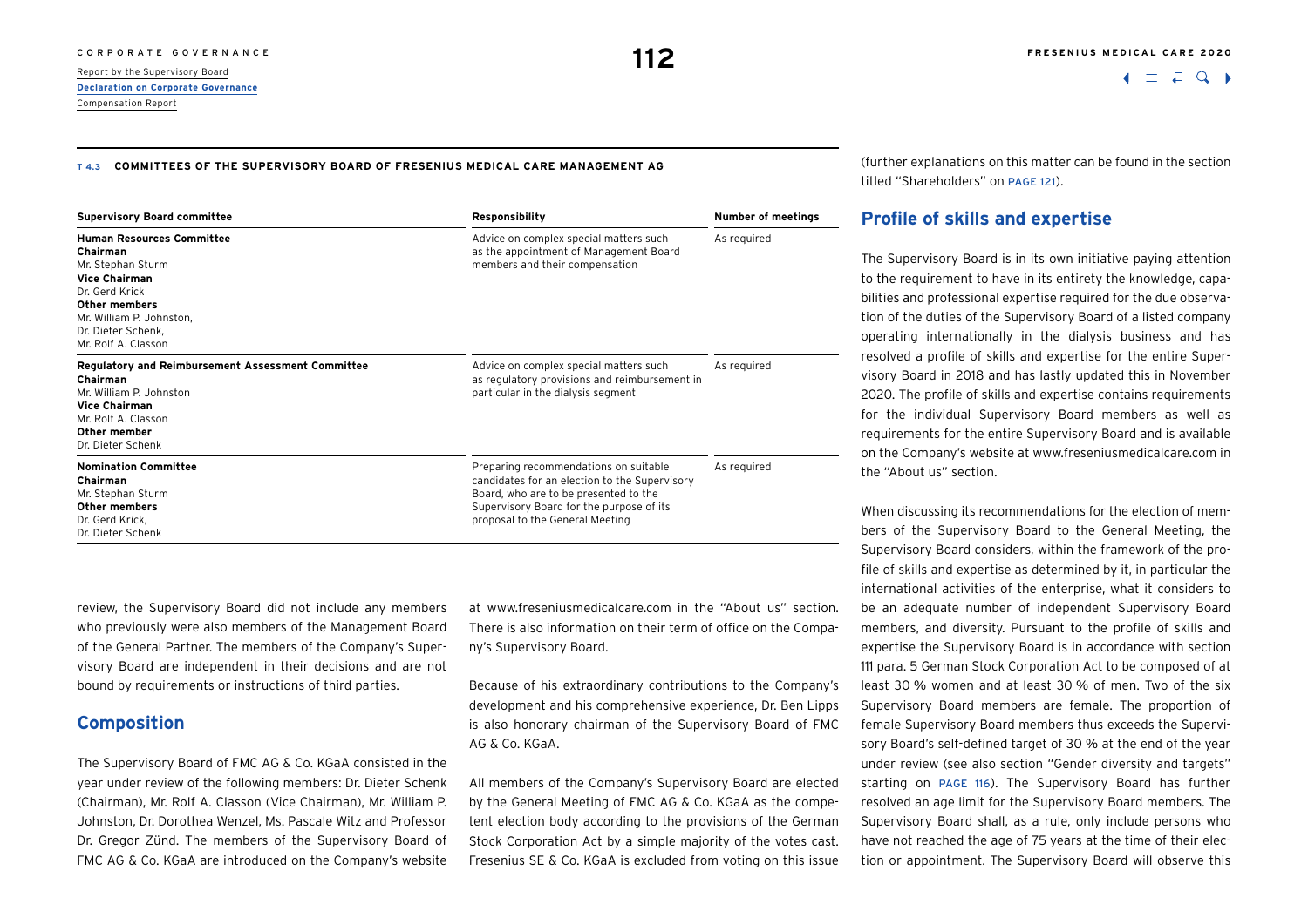**T 4.3 COMMITTEES OF THE SUPERVISORY BOARD OF FRESENIUS MEDICAL CARE MANAGEMENT AG**

| Supervisory Board committee | Responsibility | Number of meetings |
|---|---|---|
| **Human Resources Committee**<br>**Chairman**<br>Mr. Stephan Sturm<br>**Vice Chairman**<br>Dr. Gerd Krick<br>**Other members**<br>Mr. William P. Johnston,<br>Dr. Dieter Schenk,<br>Mr. Rolf A. Classon | Advice on complex special matters such as the appointment of Management Board members and their compensation | As required |
| **Regulatory and Reimbursement Assessment Committee**<br>**Chairman**<br>Mr. William P. Johnston<br>**Vice Chairman**<br>Mr. Rolf A. Classon<br>**Other member**<br>Dr. Dieter Schenk | Advice on complex special matters such as regulatory provisions and reimbursement in particular in the dialysis segment | As required |
| **Nomination Committee**<br>**Chairman**<br>Mr. Stephan Sturm<br>**Other members**<br>Dr. Gerd Krick,<br>Dr. Dieter Schenk | Preparing recommendations on suitable candidates for an election to the Supervisory Board, who are to be presented to the Supervisory Board for the purpose of its proposal to the General Meeting | As required |

review, the Supervisory Board did not include any members who previously were also members of the Management Board of the General Partner. The members of the Company's Supervisory Board are independent in their decisions and are not bound by requirements or instructions of third parties.

## Composition

The Supervisory Board of FMC AG & Co. KGaA consisted in the year under review of the following members: Dr. Dieter Schenk (Chairman), Mr. Rolf A. Classon (Vice Chairman), Mr. William P. Johnston, Dr. Dorothea Wenzel, Ms. Pascale Witz and Professor Dr. Gregor Zünd. The members of the Supervisory Board of FMC AG & Co. KGaA are introduced on the Company's website at www.freseniusmedicalcare.com in the "About us" section. There is also information on their term of office on the Company's Supervisory Board.

Because of his extraordinary contributions to the Company's development and his comprehensive experience, Dr. Ben Lipps is also honorary chairman of the Supervisory Board of FMC AG & Co. KGaA.

All members of the Company's Supervisory Board are elected by the General Meeting of FMC AG & Co. KGaA as the competent election body according to the provisions of the German Stock Corporation Act by a simple majority of the votes cast. Fresenius SE & Co. KGaA is excluded from voting on this issue (further explanations on this matter can be found in the section titled "Shareholders" on PAGE 121).

## Profile of skills and expertise

The Supervisory Board is in its own initiative paying attention to the requirement to have in its entirety the knowledge, capabilities and professional expertise required for the due observation of the duties of the Supervisory Board of a listed company operating internationally in the dialysis business and has resolved a profile of skills and expertise for the entire Supervisory Board in 2018 and has lastly updated this in November 2020. The profile of skills and expertise contains requirements for the individual Supervisory Board members as well as requirements for the entire Supervisory Board and is available on the Company's website at www.freseniusmedicalcare.com in the "About us" section.

When discussing its recommendations for the election of members of the Supervisory Board to the General Meeting, the Supervisory Board considers, within the framework of the profile of skills and expertise as determined by it, in particular the international activities of the enterprise, what it considers to be an adequate number of independent Supervisory Board members, and diversity. Pursuant to the profile of skills and expertise the Supervisory Board is in accordance with section 111 para. 5 German Stock Corporation Act to be composed of at least 30 % women and at least 30 % of men. Two of the six Supervisory Board members are female. The proportion of female Supervisory Board members thus exceeds the Supervisory Board's self-defined target of 30 % at the end of the year under review (see also section "Gender diversity and targets" starting on PAGE 116). The Supervisory Board has further resolved an age limit for the Supervisory Board members. The Supervisory Board shall, as a rule, only include persons who have not reached the age of 75 years at the time of their election or appointment. The Supervisory Board will observe this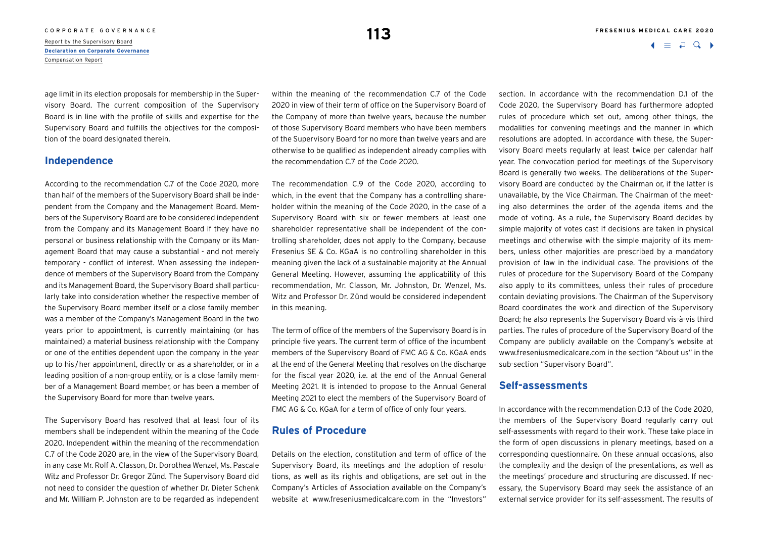age limit in its election proposals for membership in the Supervisory Board. The current composition of the Supervisory Board is in line with the profile of skills and expertise for the Supervisory Board and fulfills the objectives for the composition of the board designated therein.

## Independence

According to the recommendation C.7 of the Code 2020, more than half of the members of the Supervisory Board shall be independent from the Company and the Management Board. Members of the Supervisory Board are to be considered independent from the Company and its Management Board if they have no personal or business relationship with the Company or its Management Board that may cause a substantial - and not merely temporary - conflict of interest. When assessing the independence of members of the Supervisory Board from the Company and its Management Board, the Supervisory Board shall particularly take into consideration whether the respective member of the Supervisory Board member itself or a close family member was a member of the Company's Management Board in the two years prior to appointment, is currently maintaining (or has maintained) a material business relationship with the Company or one of the entities dependent upon the company in the year up to his / her appointment, directly or as a shareholder, or in a leading position of a non-group entity, or is a close family member of a Management Board member, or has been a member of the Supervisory Board for more than twelve years.

The Supervisory Board has resolved that at least four of its members shall be independent within the meaning of the Code 2020. Independent within the meaning of the recommendation C.7 of the Code 2020 are, in the view of the Supervisory Board, in any case Mr. Rolf A. Classon, Dr. Dorothea Wenzel, Ms. Pascale Witz and Professor Dr. Gregor Zünd. The Supervisory Board did not need to consider the question of whether Dr. Dieter Schenk and Mr. William P. Johnston are to be regarded as independent within the meaning of the recommendation C.7 of the Code 2020 in view of their term of office on the Supervisory Board of the Company of more than twelve years, because the number of those Supervisory Board members who have been members of the Supervisory Board for no more than twelve years and are otherwise to be qualified as independent already complies with the recommendation C.7 of the Code 2020.

The recommendation C.9 of the Code 2020, according to which, in the event that the Company has a controlling shareholder within the meaning of the Code 2020, in the case of a Supervisory Board with six or fewer members at least one shareholder representative shall be independent of the controlling shareholder, does not apply to the Company, because Fresenius SE & Co. KGaA is no controlling shareholder in this meaning given the lack of a sustainable majority at the Annual General Meeting. However, assuming the applicability of this recommendation, Mr. Classon, Mr. Johnston, Dr. Wenzel, Ms. Witz and Professor Dr. Zünd would be considered independent in this meaning.

The term of office of the members of the Supervisory Board is in principle five years. The current term of office of the incumbent members of the Supervisory Board of FMC AG & Co. KGaA ends at the end of the General Meeting that resolves on the discharge for the fiscal year 2020, i.e. at the end of the Annual General Meeting 2021. It is intended to propose to the Annual General Meeting 2021 to elect the members of the Supervisory Board of FMC AG & Co. KGaA for a term of office of only four years.

## Rules of Procedure

Details on the election, constitution and term of office of the Supervisory Board, its meetings and the adoption of resolutions, as well as its rights and obligations, are set out in the Company's Articles of Association available on the Company's website at www.freseniusmedicalcare.com in the "Investors" section. In accordance with the recommendation D.1 of the Code 2020, the Supervisory Board has furthermore adopted rules of procedure which set out, among other things, the modalities for convening meetings and the manner in which resolutions are adopted. In accordance with these, the Supervisory Board meets regularly at least twice per calendar half year. The convocation period for meetings of the Supervisory Board is generally two weeks. The deliberations of the Supervisory Board are conducted by the Chairman or, if the latter is unavailable, by the Vice Chairman. The Chairman of the meeting also determines the order of the agenda items and the mode of voting. As a rule, the Supervisory Board decides by simple majority of votes cast if decisions are taken in physical meetings and otherwise with the simple majority of its members, unless other majorities are prescribed by a mandatory provision of law in the individual case. The provisions of the rules of procedure for the Supervisory Board of the Company also apply to its committees, unless their rules of procedure contain deviating provisions. The Chairman of the Supervisory Board coordinates the work and direction of the Supervisory Board; he also represents the Supervisory Board vis-à-vis third parties. The rules of procedure of the Supervisory Board of the Company are publicly available on the Company's website at www.freseniusmedicalcare.com in the section "About us" in the sub-section "Supervisory Board".

## Self-assessments

In accordance with the recommendation D.13 of the Code 2020, the members of the Supervisory Board regularly carry out self-assessments with regard to their work. These take place in the form of open discussions in plenary meetings, based on a corresponding questionnaire. On these annual occasions, also the complexity and the design of the presentations, as well as the meetings' procedure and structuring are discussed. If necessary, the Supervisory Board may seek the assistance of an external service provider for its self-assessment. The results of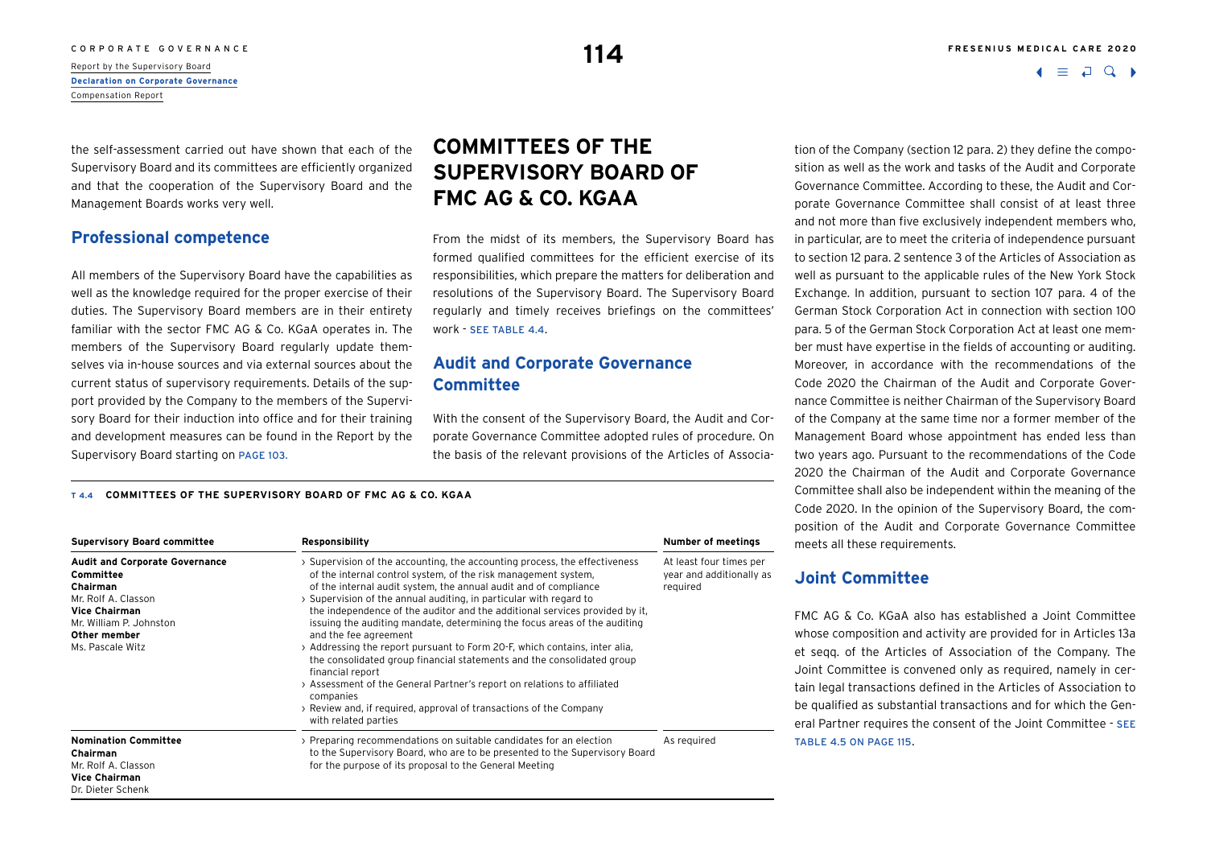the self-assessment carried out have shown that each of the Supervisory Board and its committees are efficiently organized and that the cooperation of the Supervisory Board and the Management Boards works very well.

## Professional competence

All members of the Supervisory Board have the capabilities as well as the knowledge required for the proper exercise of their duties. The Supervisory Board members are in their entirety familiar with the sector FMC AG & Co. KGaA operates in. The members of the Supervisory Board regularly update themselves via in-house sources and via external sources about the current status of supervisory requirements. Details of the support provided by the Company to the members of the Supervisory Board for their induction into office and for their training and development measures can be found in the Report by the Supervisory Board starting on PAGE 103.

# COMMITTEES OF THE SUPERVISORY BOARD OF FMC AG & CO. KGAA

From the midst of its members, the Supervisory Board has formed qualified committees for the efficient exercise of its responsibilities, which prepare the matters for deliberation and resolutions of the Supervisory Board. The Supervisory Board regularly and timely receives briefings on the committees' work - SEE TABLE 4.4.

## Audit and Corporate Governance Committee

With the consent of the Supervisory Board, the Audit and Corporate Governance Committee adopted rules of procedure. On the basis of the relevant provisions of the Articles of Association of the Company (section 12 para. 2) they define the composition as well as the work and tasks of the Audit and Corporate Governance Committee. According to these, the Audit and Corporate Governance Committee shall consist of at least three and not more than five exclusively independent members who, in particular, are to meet the criteria of independence pursuant to section 12 para. 2 sentence 3 of the Articles of Association as well as pursuant to the applicable rules of the New York Stock Exchange. In addition, pursuant to section 107 para. 4 of the German Stock Corporation Act in connection with section 100 para. 5 of the German Stock Corporation Act at least one member must have expertise in the fields of accounting or auditing. Moreover, in accordance with the recommendations of the Code 2020 the Chairman of the Audit and Corporate Governance Committee is neither Chairman of the Supervisory Board of the Company at the same time nor a former member of the Management Board whose appointment has ended less than two years ago. Pursuant to the recommendations of the Code 2020 the Chairman of the Audit and Corporate Governance Committee shall also be independent within the meaning of the Code 2020. In the opinion of the Supervisory Board, the composition of the Audit and Corporate Governance Committee meets all these requirements.

## Joint Committee

FMC AG & Co. KGaA also has established a Joint Committee whose composition and activity are provided for in Articles 13a et seqq. of the Articles of Association of the Company. The Joint Committee is convened only as required, namely in certain legal transactions defined in the Articles of Association to be qualified as substantial transactions and for which the General Partner requires the consent of the Joint Committee - SEE TABLE 4.5 ON PAGE 115.

**T 4.4 COMMITTEES OF THE SUPERVISORY BOARD OF FMC AG & CO. KGAA**

| Supervisory Board committee | Responsibility | Number of meetings |
|---|---|---|
| **Audit and Corporate Governance Committee**<br>**Chairman**<br>Mr. Rolf A. Classon<br>**Vice Chairman**<br>Mr. William P. Johnston<br>**Other member**<br>Ms. Pascale Witz | › Supervision of the accounting, the accounting process, the effectiveness of the internal control system, of the risk management system, of the internal audit system, the annual audit and of compliance<br>› Supervision of the annual auditing, in particular with regard to the independence of the auditor and the additional services provided by it, issuing the auditing mandate, determining the focus areas of the auditing and the fee agreement<br>› Addressing the report pursuant to Form 20-F, which contains, inter alia, the consolidated group financial statements and the consolidated group financial report<br>› Assessment of the General Partner's report on relations to affiliated companies<br>› Review and, if required, approval of transactions of the Company with related parties | At least four times per year and additionally as required |
| **Nomination Committee**<br>**Chairman**<br>Mr. Rolf A. Classon<br>**Vice Chairman**<br>Dr. Dieter Schenk | › Preparing recommendations on suitable candidates for an election to the Supervisory Board, who are to be presented to the Supervisory Board for the purpose of its proposal to the General Meeting | As required |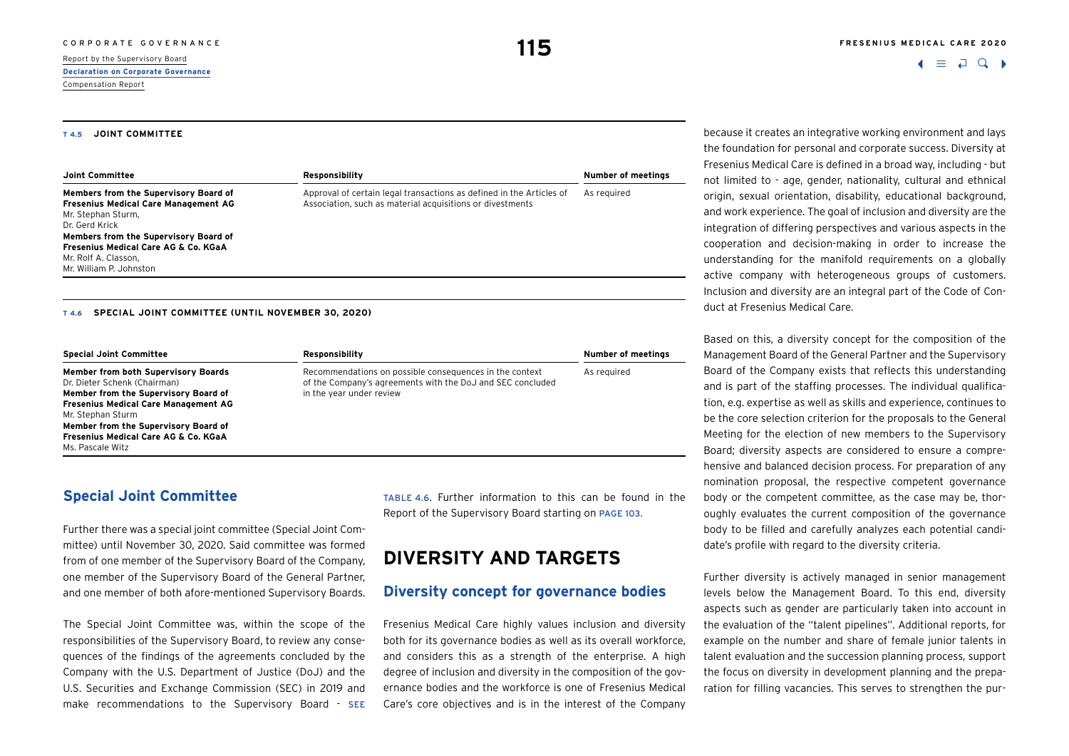**T 4.5 JOINT COMMITTEE**

| Joint Committee | Responsibility | Number of meetings |
|---|---|---|
| **Members from the Supervisory Board of Fresenius Medical Care Management AG** Mr. Stephan Sturm, Dr. Gerd Krick **Members from the Supervisory Board of Fresenius Medical Care AG & Co. KGaA** Mr. Rolf A. Classon, Mr. William P. Johnston | Approval of certain legal transactions as defined in the Articles of Association, such as material acquisitions or divestments | As required |

**T 4.6 SPECIAL JOINT COMMITTEE (UNTIL NOVEMBER 30, 2020)**

| Special Joint Committee | Responsibility | Number of meetings |
|---|---|---|
| **Member from both Supervisory Boards** Dr. Dieter Schenk (Chairman) **Member from the Supervisory Board of Fresenius Medical Care Management AG** Mr. Stephan Sturm **Member from the Supervisory Board of Fresenius Medical Care AG & Co. KGaA** Ms. Pascale Witz | Recommendations on possible consequences in the context of the Company's agreements with the DoJ and SEC concluded in the year under review | As required |

## Special Joint Committee

Further there was a special joint committee (Special Joint Committee) until November 30, 2020. Said committee was formed from of one member of the Supervisory Board of the Company, one member of the Supervisory Board of the General Partner, and one member of both afore-mentioned Supervisory Boards.

The Special Joint Committee was, within the scope of the responsibilities of the Supervisory Board, to review any consequences of the findings of the agreements concluded by the Company with the U.S. Department of Justice (DoJ) and the U.S. Securities and Exchange Commission (SEC) in 2019 and make recommendations to the Supervisory Board - SEE TABLE 4.6. Further information to this can be found in the Report of the Supervisory Board starting on PAGE 103.

# DIVERSITY AND TARGETS

## Diversity concept for governance bodies

Fresenius Medical Care highly values inclusion and diversity both for its governance bodies as well as its overall workforce, and considers this as a strength of the enterprise. A high degree of inclusion and diversity in the composition of the governance bodies and the workforce is one of Fresenius Medical Care's core objectives and is in the interest of the Company because it creates an integrative working environment and lays the foundation for personal and corporate success. Diversity at Fresenius Medical Care is defined in a broad way, including - but not limited to - age, gender, nationality, cultural and ethnical origin, sexual orientation, disability, educational background, and work experience. The goal of inclusion and diversity are the integration of differing perspectives and various aspects in the cooperation and decision-making in order to increase the understanding for the manifold requirements on a globally active company with heterogeneous groups of customers. Inclusion and diversity are an integral part of the Code of Conduct at Fresenius Medical Care.

Based on this, a diversity concept for the composition of the Management Board of the General Partner and the Supervisory Board of the Company exists that reflects this understanding and is part of the staffing processes. The individual qualification, e.g. expertise as well as skills and experience, continues to be the core selection criterion for the proposals to the General Meeting for the election of new members to the Supervisory Board; diversity aspects are considered to ensure a comprehensive and balanced decision process. For preparation of any nomination proposal, the respective competent governance body or the competent committee, as the case may be, thoroughly evaluates the current composition of the governance body to be filled and carefully analyzes each potential candidate's profile with regard to the diversity criteria.

Further diversity is actively managed in senior management levels below the Management Board. To this end, diversity aspects such as gender are particularly taken into account in the evaluation of the "talent pipelines". Additional reports, for example on the number and share of female junior talents in talent evaluation and the succession planning process, support the focus on diversity in development planning and the preparation for filling vacancies. This serves to strengthen the pur-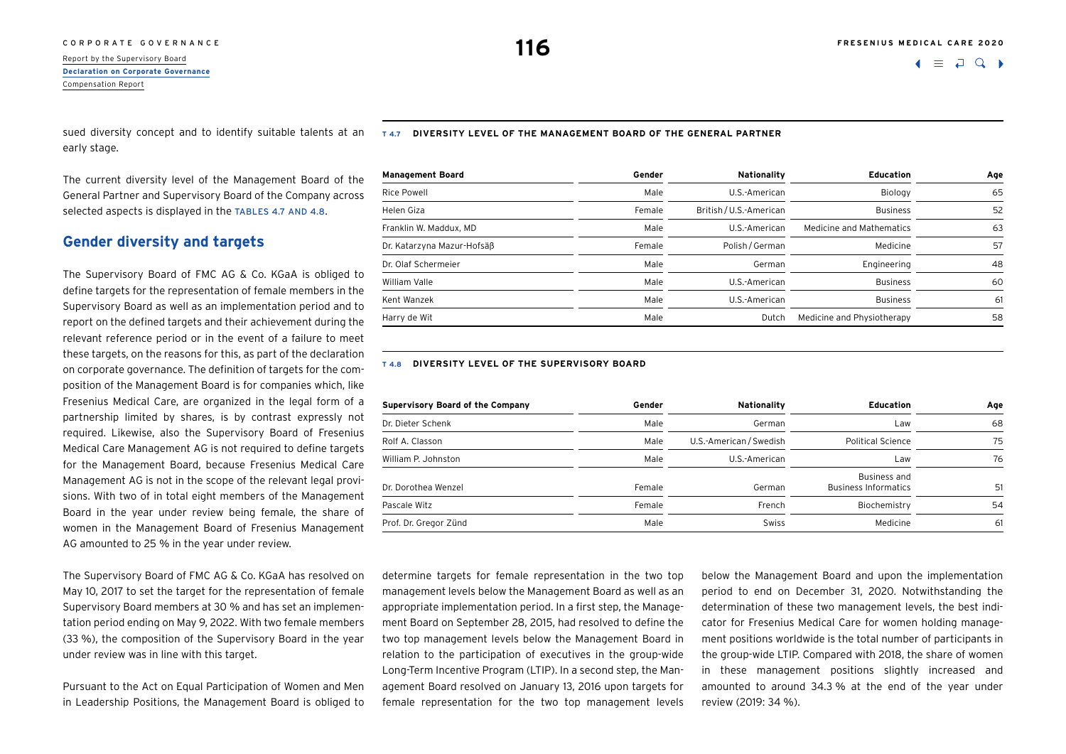sued diversity concept and to identify suitable talents at an early stage.

The current diversity level of the Management Board of the General Partner and Supervisory Board of the Company across selected aspects is displayed in the TABLES 4.7 AND 4.8.

**T 4.7 DIVERSITY LEVEL OF THE MANAGEMENT BOARD OF THE GENERAL PARTNER**

| Management Board | Gender | Nationality | Education | Age |
|---|---|---|---|---|
| Rice Powell | Male | U.S.-American | Biology | 65 |
| Helen Giza | Female | British / U.S.-American | Business | 52 |
| Franklin W. Maddux, MD | Male | U.S.-American | Medicine and Mathematics | 63 |
| Dr. Katarzyna Mazur-Hofsäß | Female | Polish / German | Medicine | 57 |
| Dr. Olaf Schermeier | Male | German | Engineering | 48 |
| William Valle | Male | U.S.-American | Business | 60 |
| Kent Wanzek | Male | U.S.-American | Business | 61 |
| Harry de Wit | Male | Dutch | Medicine and Physiotherapy | 58 |

**T 4.8 DIVERSITY LEVEL OF THE SUPERVISORY BOARD**

| Supervisory Board of the Company | Gender | Nationality | Education | Age |
|---|---|---|---|---|
| Dr. Dieter Schenk | Male | German | Law | 68 |
| Rolf A. Classon | Male | U.S.-American / Swedish | Political Science | 75 |
| William P. Johnston | Male | U.S.-American | Law | 76 |
| Dr. Dorothea Wenzel | Female | German | Business and Business Informatics | 51 |
| Pascale Witz | Female | French | Biochemistry | 54 |
| Prof. Dr. Gregor Zünd | Male | Swiss | Medicine | 61 |

## Gender diversity and targets

The Supervisory Board of FMC AG & Co. KGaA is obliged to define targets for the representation of female members in the Supervisory Board as well as an implementation period and to report on the defined targets and their achievement during the relevant reference period or in the event of a failure to meet these targets, on the reasons for this, as part of the declaration on corporate governance. The definition of targets for the composition of the Management Board is for companies which, like Fresenius Medical Care, are organized in the legal form of a partnership limited by shares, is by contrast expressly not required. Likewise, also the Supervisory Board of Fresenius Medical Care Management AG is not required to define targets for the Management Board, because Fresenius Medical Care Management AG is not in the scope of the relevant legal provisions. With two of in total eight members of the Management Board in the year under review being female, the share of women in the Management Board of Fresenius Management AG amounted to 25 % in the year under review.

The Supervisory Board of FMC AG & Co. KGaA has resolved on May 10, 2017 to set the target for the representation of female Supervisory Board members at 30 % and has set an implementation period ending on May 9, 2022. With two female members (33 %), the composition of the Supervisory Board in the year under review was in line with this target.

Pursuant to the Act on Equal Participation of Women and Men in Leadership Positions, the Management Board is obliged to determine targets for female representation in the two top management levels below the Management Board as well as an appropriate implementation period. In a first step, the Management Board on September 28, 2015, had resolved to define the two top management levels below the Management Board in relation to the participation of executives in the group-wide Long-Term Incentive Program (LTIP). In a second step, the Management Board resolved on January 13, 2016 upon targets for female representation for the two top management levels below the Management Board and upon the implementation period to end on December 31, 2020. Notwithstanding the determination of these two management levels, the best indicator for Fresenius Medical Care for women holding management positions worldwide is the total number of participants in the group-wide LTIP. Compared with 2018, the share of women in these management positions slightly increased and amounted to around 34.3 % at the end of the year under review (2019: 34 %).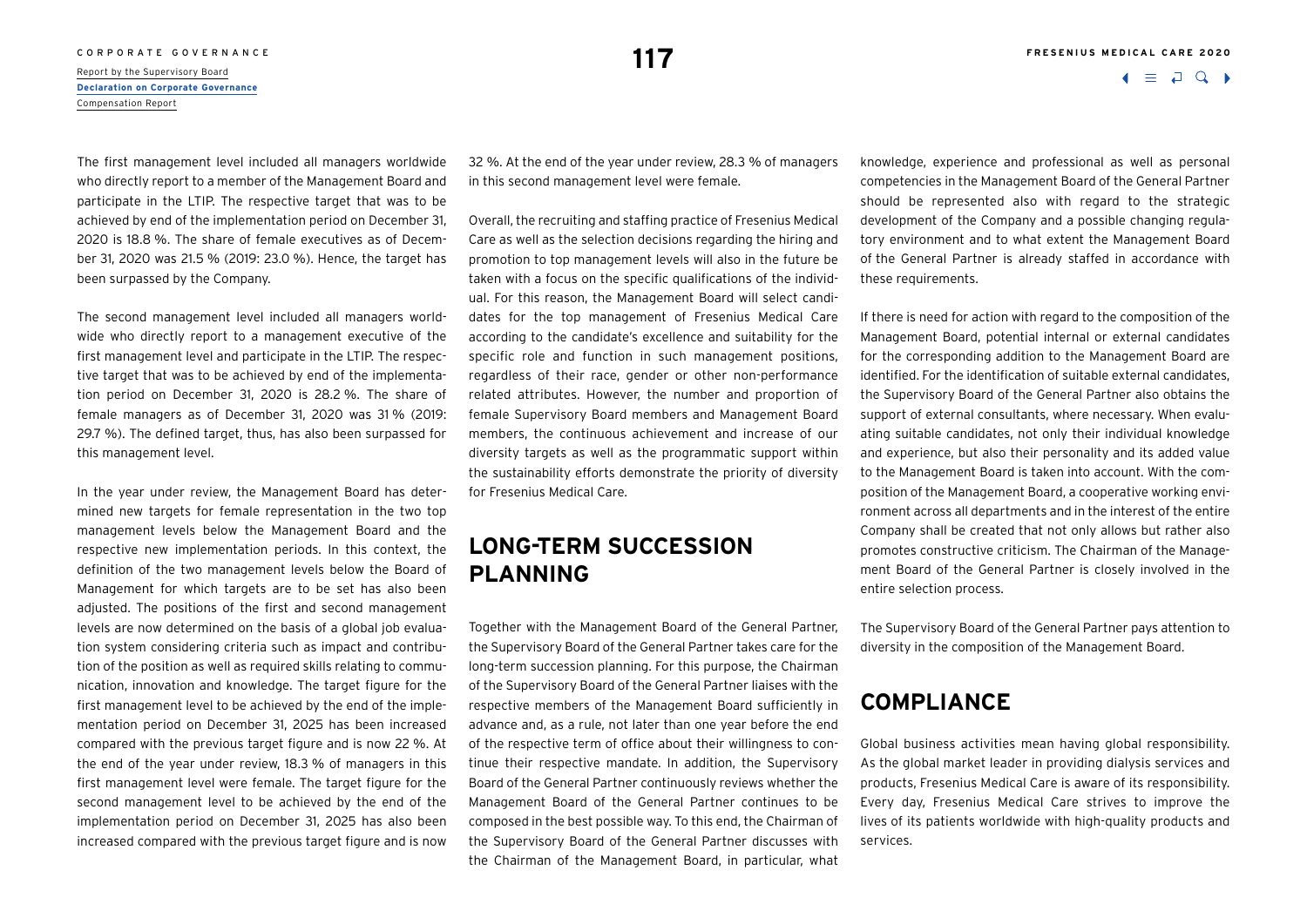The first management level included all managers worldwide who directly report to a member of the Management Board and participate in the LTIP. The respective target that was to be achieved by end of the implementation period on December 31, 2020 is 18.8 %. The share of female executives as of December 31, 2020 was 21.5 % (2019: 23.0 %). Hence, the target has been surpassed by the Company.

The second management level included all managers worldwide who directly report to a management executive of the first management level and participate in the LTIP. The respective target that was to be achieved by end of the implementation period on December 31, 2020 is 28.2 %. The share of female managers as of December 31, 2020 was 31 % (2019: 29.7 %). The defined target, thus, has also been surpassed for this management level.

In the year under review, the Management Board has determined new targets for female representation in the two top management levels below the Management Board and the respective new implementation periods. In this context, the definition of the two management levels below the Board of Management for which targets are to be set has also been adjusted. The positions of the first and second management levels are now determined on the basis of a global job evaluation system considering criteria such as impact and contribution of the position as well as required skills relating to communication, innovation and knowledge. The target figure for the first management level to be achieved by the end of the implementation period on December 31, 2025 has been increased compared with the previous target figure and is now 22 %. At the end of the year under review, 18.3 % of managers in this first management level were female. The target figure for the second management level to be achieved by the end of the implementation period on December 31, 2025 has also been increased compared with the previous target figure and is now 32 %. At the end of the year under review, 28.3 % of managers in this second management level were female.

Overall, the recruiting and staffing practice of Fresenius Medical Care as well as the selection decisions regarding the hiring and promotion to top management levels will also in the future be taken with a focus on the specific qualifications of the individual. For this reason, the Management Board will select candidates for the top management of Fresenius Medical Care according to the candidate's excellence and suitability for the specific role and function in such management positions, regardless of their race, gender or other non-performance related attributes. However, the number and proportion of female Supervisory Board members and Management Board members, the continuous achievement and increase of our diversity targets as well as the programmatic support within the sustainability efforts demonstrate the priority of diversity for Fresenius Medical Care.

## LONG-TERM SUCCESSION PLANNING

Together with the Management Board of the General Partner, the Supervisory Board of the General Partner takes care for the long-term succession planning. For this purpose, the Chairman of the Supervisory Board of the General Partner liaises with the respective members of the Management Board sufficiently in advance and, as a rule, not later than one year before the end of the respective term of office about their willingness to continue their respective mandate. In addition, the Supervisory Board of the General Partner continuously reviews whether the Management Board of the General Partner continues to be composed in the best possible way. To this end, the Chairman of the Supervisory Board of the General Partner discusses with the Chairman of the Management Board, in particular, what knowledge, experience and professional as well as personal competencies in the Management Board of the General Partner should be represented also with regard to the strategic development of the Company and a possible changing regulatory environment and to what extent the Management Board of the General Partner is already staffed in accordance with these requirements.

If there is need for action with regard to the composition of the Management Board, potential internal or external candidates for the corresponding addition to the Management Board are identified. For the identification of suitable external candidates, the Supervisory Board of the General Partner also obtains the support of external consultants, where necessary. When evaluating suitable candidates, not only their individual knowledge and experience, but also their personality and its added value to the Management Board is taken into account. With the composition of the Management Board, a cooperative working environment across all departments and in the interest of the entire Company shall be created that not only allows but rather also promotes constructive criticism. The Chairman of the Management Board of the General Partner is closely involved in the entire selection process.

The Supervisory Board of the General Partner pays attention to diversity in the composition of the Management Board.

## COMPLIANCE

Global business activities mean having global responsibility. As the global market leader in providing dialysis services and products, Fresenius Medical Care is aware of its responsibility. Every day, Fresenius Medical Care strives to improve the lives of its patients worldwide with high-quality products and services.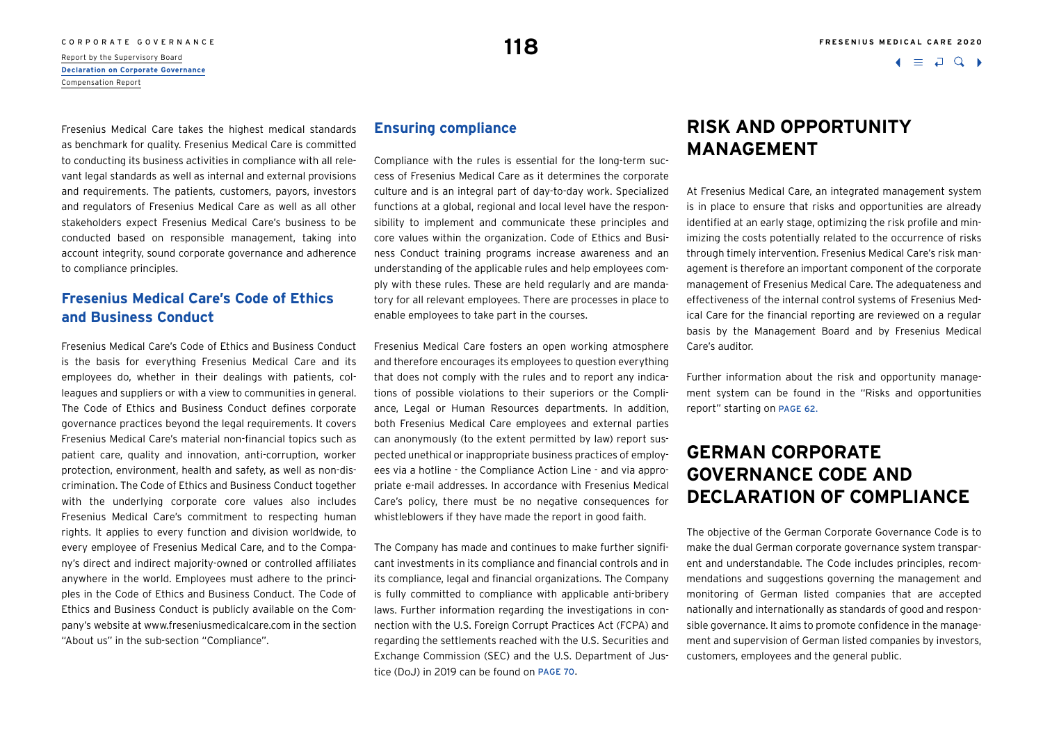Fresenius Medical Care takes the highest medical standards as benchmark for quality. Fresenius Medical Care is committed to conducting its business activities in compliance with all relevant legal standards as well as internal and external provisions and requirements. The patients, customers, payors, investors and regulators of Fresenius Medical Care as well as all other stakeholders expect Fresenius Medical Care's business to be conducted based on responsible management, taking into account integrity, sound corporate governance and adherence to compliance principles.

### Fresenius Medical Care's Code of Ethics and Business Conduct

Fresenius Medical Care's Code of Ethics and Business Conduct is the basis for everything Fresenius Medical Care and its employees do, whether in their dealings with patients, colleagues and suppliers or with a view to communities in general. The Code of Ethics and Business Conduct defines corporate governance practices beyond the legal requirements. It covers Fresenius Medical Care's material non-financial topics such as patient care, quality and innovation, anti-corruption, worker protection, environment, health and safety, as well as non-discrimination. The Code of Ethics and Business Conduct together with the underlying corporate core values also includes Fresenius Medical Care's commitment to respecting human rights. It applies to every function and division worldwide, to every employee of Fresenius Medical Care, and to the Company's direct and indirect majority-owned or controlled affiliates anywhere in the world. Employees must adhere to the principles in the Code of Ethics and Business Conduct. The Code of Ethics and Business Conduct is publicly available on the Company's website at www.freseniusmedicalcare.com in the section "About us" in the sub-section "Compliance".

### Ensuring compliance

Compliance with the rules is essential for the long-term success of Fresenius Medical Care as it determines the corporate culture and is an integral part of day-to-day work. Specialized functions at a global, regional and local level have the responsibility to implement and communicate these principles and core values within the organization. Code of Ethics and Business Conduct training programs increase awareness and an understanding of the applicable rules and help employees comply with these rules. These are held regularly and are mandatory for all relevant employees. There are processes in place to enable employees to take part in the courses.

Fresenius Medical Care fosters an open working atmosphere and therefore encourages its employees to question everything that does not comply with the rules and to report any indications of possible violations to their superiors or the Compliance, Legal or Human Resources departments. In addition, both Fresenius Medical Care employees and external parties can anonymously (to the extent permitted by law) report suspected unethical or inappropriate business practices of employees via a hotline - the Compliance Action Line - and via appropriate e-mail addresses. In accordance with Fresenius Medical Care's policy, there must be no negative consequences for whistleblowers if they have made the report in good faith.

The Company has made and continues to make further significant investments in its compliance and financial controls and in its compliance, legal and financial organizations. The Company is fully committed to compliance with applicable anti-bribery laws. Further information regarding the investigations in connection with the U.S. Foreign Corrupt Practices Act (FCPA) and regarding the settlements reached with the U.S. Securities and Exchange Commission (SEC) and the U.S. Department of Justice (DoJ) in 2019 can be found on PAGE 70.

## RISK AND OPPORTUNITY MANAGEMENT

At Fresenius Medical Care, an integrated management system is in place to ensure that risks and opportunities are already identified at an early stage, optimizing the risk profile and minimizing the costs potentially related to the occurrence of risks through timely intervention. Fresenius Medical Care's risk management is therefore an important component of the corporate management of Fresenius Medical Care. The adequateness and effectiveness of the internal control systems of Fresenius Medical Care for the financial reporting are reviewed on a regular basis by the Management Board and by Fresenius Medical Care's auditor.

Further information about the risk and opportunity management system can be found in the "Risks and opportunities report" starting on PAGE 62.

## GERMAN CORPORATE GOVERNANCE CODE AND DECLARATION OF COMPLIANCE

The objective of the German Corporate Governance Code is to make the dual German corporate governance system transparent and understandable. The Code includes principles, recommendations and suggestions governing the management and monitoring of German listed companies that are accepted nationally and internationally as standards of good and responsible governance. It aims to promote confidence in the management and supervision of German listed companies by investors, customers, employees and the general public.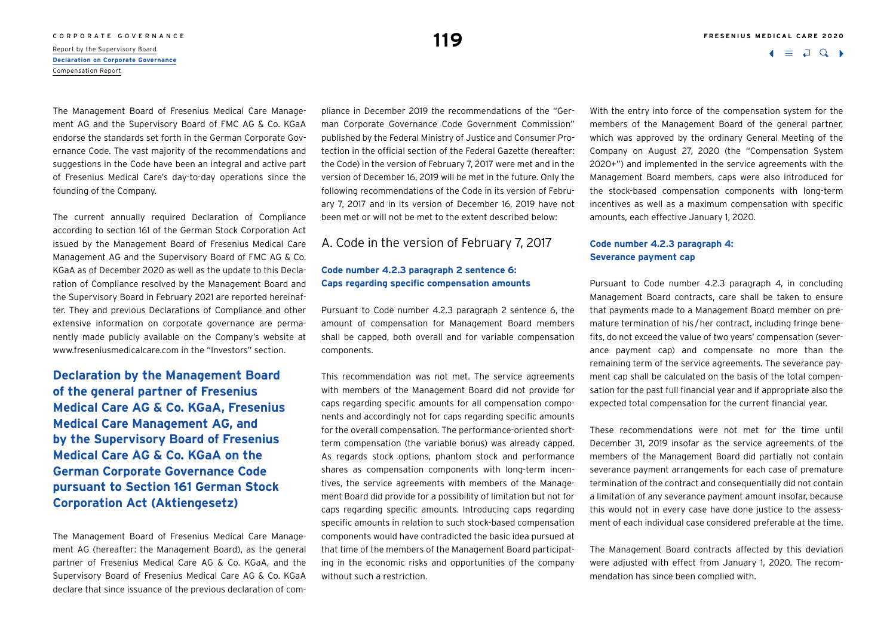The Management Board of Fresenius Medical Care Management AG and the Supervisory Board of FMC AG & Co. KGaA endorse the standards set forth in the German Corporate Governance Code. The vast majority of the recommendations and suggestions in the Code have been an integral and active part of Fresenius Medical Care's day-to-day operations since the founding of the Company.

The current annually required Declaration of Compliance according to section 161 of the German Stock Corporation Act issued by the Management Board of Fresenius Medical Care Management AG and the Supervisory Board of FMC AG & Co. KGaA as of December 2020 as well as the update to this Declaration of Compliance resolved by the Management Board and the Supervisory Board in February 2021 are reported hereinafter. They and previous Declarations of Compliance and other extensive information on corporate governance are permanently made publicly available on the Company's website at www.freseniusmedicalcare.com in the "Investors" section.

## Declaration by the Management Board of the general partner of Fresenius Medical Care AG & Co. KGaA, Fresenius Medical Care Management AG, and by the Supervisory Board of Fresenius Medical Care AG & Co. KGaA on the German Corporate Governance Code pursuant to Section 161 German Stock Corporation Act (Aktiengesetz)

The Management Board of Fresenius Medical Care Management AG (hereafter: the Management Board), as the general partner of Fresenius Medical Care AG & Co. KGaA, and the Supervisory Board of Fresenius Medical Care AG & Co. KGaA declare that since issuance of the previous declaration of compliance in December 2019 the recommendations of the "German Corporate Governance Code Government Commission" published by the Federal Ministry of Justice and Consumer Protection in the official section of the Federal Gazette (hereafter: the Code) in the version of February 7, 2017 were met and in the version of December 16, 2019 will be met in the future. Only the following recommendations of the Code in its version of February 7, 2017 and in its version of December 16, 2019 have not been met or will not be met to the extent described below:

### A. Code in the version of February 7, 2017

#### Code number 4.2.3 paragraph 2 sentence 6: Caps regarding specific compensation amounts

Pursuant to Code number 4.2.3 paragraph 2 sentence 6, the amount of compensation for Management Board members shall be capped, both overall and for variable compensation components.

This recommendation was not met. The service agreements with members of the Management Board did not provide for caps regarding specific amounts for all compensation components and accordingly not for caps regarding specific amounts for the overall compensation. The performance-oriented short-term compensation (the variable bonus) was already capped. As regards stock options, phantom stock and performance shares as compensation components with long-term incentives, the service agreements with members of the Management Board did provide for a possibility of limitation but not for caps regarding specific amounts. Introducing caps regarding specific amounts in relation to such stock-based compensation components would have contradicted the basic idea pursued at that time of the members of the Management Board participating in the economic risks and opportunities of the company without such a restriction.

With the entry into force of the compensation system for the members of the Management Board of the general partner, which was approved by the ordinary General Meeting of the Company on August 27, 2020 (the "Compensation System 2020+") and implemented in the service agreements with the Management Board members, caps were also introduced for the stock-based compensation components with long-term incentives as well as a maximum compensation with specific amounts, each effective January 1, 2020.

#### Code number 4.2.3 paragraph 4: Severance payment cap

Pursuant to Code number 4.2.3 paragraph 4, in concluding Management Board contracts, care shall be taken to ensure that payments made to a Management Board member on premature termination of his / her contract, including fringe benefits, do not exceed the value of two years' compensation (severance payment cap) and compensate no more than the remaining term of the service agreements. The severance payment cap shall be calculated on the basis of the total compensation for the past full financial year and if appropriate also the expected total compensation for the current financial year.

These recommendations were not met for the time until December 31, 2019 insofar as the service agreements of the members of the Management Board did partially not contain severance payment arrangements for each case of premature termination of the contract and consequentially did not contain a limitation of any severance payment amount insofar, because this would not in every case have done justice to the assessment of each individual case considered preferable at the time.

The Management Board contracts affected by this deviation were adjusted with effect from January 1, 2020. The recommendation has since been complied with.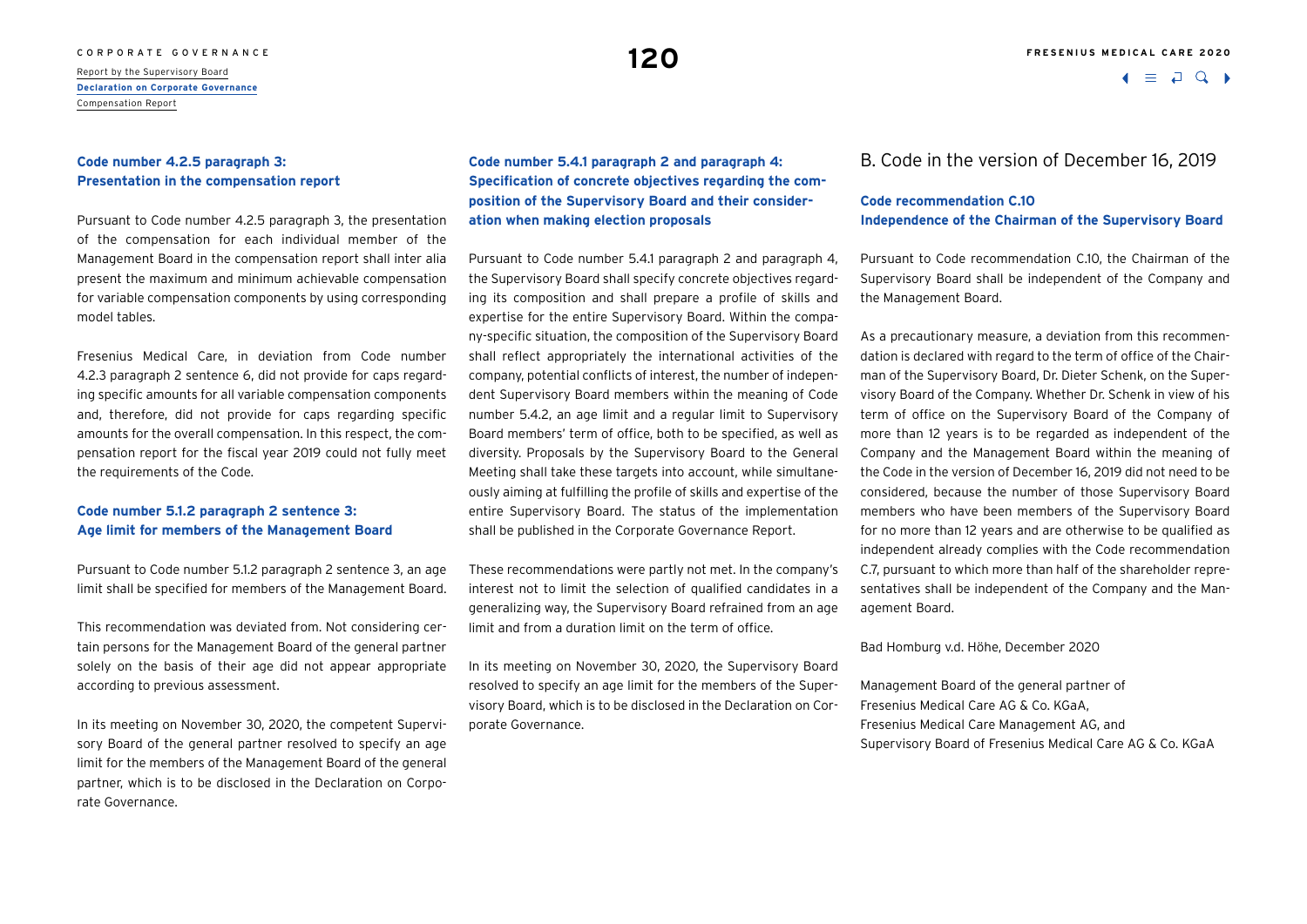#### Code number 4.2.5 paragraph 3: Presentation in the compensation report

Pursuant to Code number 4.2.5 paragraph 3, the presentation of the compensation for each individual member of the Management Board in the compensation report shall inter alia present the maximum and minimum achievable compensation for variable compensation components by using corresponding model tables.

Fresenius Medical Care, in deviation from Code number 4.2.3 paragraph 2 sentence 6, did not provide for caps regarding specific amounts for all variable compensation components and, therefore, did not provide for caps regarding specific amounts for the overall compensation. In this respect, the compensation report for the fiscal year 2019 could not fully meet the requirements of the Code.

#### Code number 5.1.2 paragraph 2 sentence 3: Age limit for members of the Management Board

Pursuant to Code number 5.1.2 paragraph 2 sentence 3, an age limit shall be specified for members of the Management Board.

This recommendation was deviated from. Not considering certain persons for the Management Board of the general partner solely on the basis of their age did not appear appropriate according to previous assessment.

In its meeting on November 30, 2020, the competent Supervisory Board of the general partner resolved to specify an age limit for the members of the Management Board of the general partner, which is to be disclosed in the Declaration on Corporate Governance.

#### Code number 5.4.1 paragraph 2 and paragraph 4: Specification of concrete objectives regarding the composition of the Supervisory Board and their consideration when making election proposals

Pursuant to Code number 5.4.1 paragraph 2 and paragraph 4, the Supervisory Board shall specify concrete objectives regarding its composition and shall prepare a profile of skills and expertise for the entire Supervisory Board. Within the company-specific situation, the composition of the Supervisory Board shall reflect appropriately the international activities of the company, potential conflicts of interest, the number of independent Supervisory Board members within the meaning of Code number 5.4.2, an age limit and a regular limit to Supervisory Board members' term of office, both to be specified, as well as diversity. Proposals by the Supervisory Board to the General Meeting shall take these targets into account, while simultaneously aiming at fulfilling the profile of skills and expertise of the entire Supervisory Board. The status of the implementation shall be published in the Corporate Governance Report.

These recommendations were partly not met. In the company's interest not to limit the selection of qualified candidates in a generalizing way, the Supervisory Board refrained from an age limit and from a duration limit on the term of office.

In its meeting on November 30, 2020, the Supervisory Board resolved to specify an age limit for the members of the Supervisory Board, which is to be disclosed in the Declaration on Corporate Governance.

## B. Code in the version of December 16, 2019

#### Code recommendation C.10 Independence of the Chairman of the Supervisory Board

Pursuant to Code recommendation C.10, the Chairman of the Supervisory Board shall be independent of the Company and the Management Board.

As a precautionary measure, a deviation from this recommendation is declared with regard to the term of office of the Chairman of the Supervisory Board, Dr. Dieter Schenk, on the Supervisory Board of the Company. Whether Dr. Schenk in view of his term of office on the Supervisory Board of the Company of more than 12 years is to be regarded as independent of the Company and the Management Board within the meaning of the Code in the version of December 16, 2019 did not need to be considered, because the number of those Supervisory Board members who have been members of the Supervisory Board for no more than 12 years and are otherwise to be qualified as independent already complies with the Code recommendation C.7, pursuant to which more than half of the shareholder representatives shall be independent of the Company and the Management Board.

Bad Homburg v.d. Höhe, December 2020

Management Board of the general partner of
Fresenius Medical Care AG & Co. KGaA,
Fresenius Medical Care Management AG, and
Supervisory Board of Fresenius Medical Care AG & Co. KGaA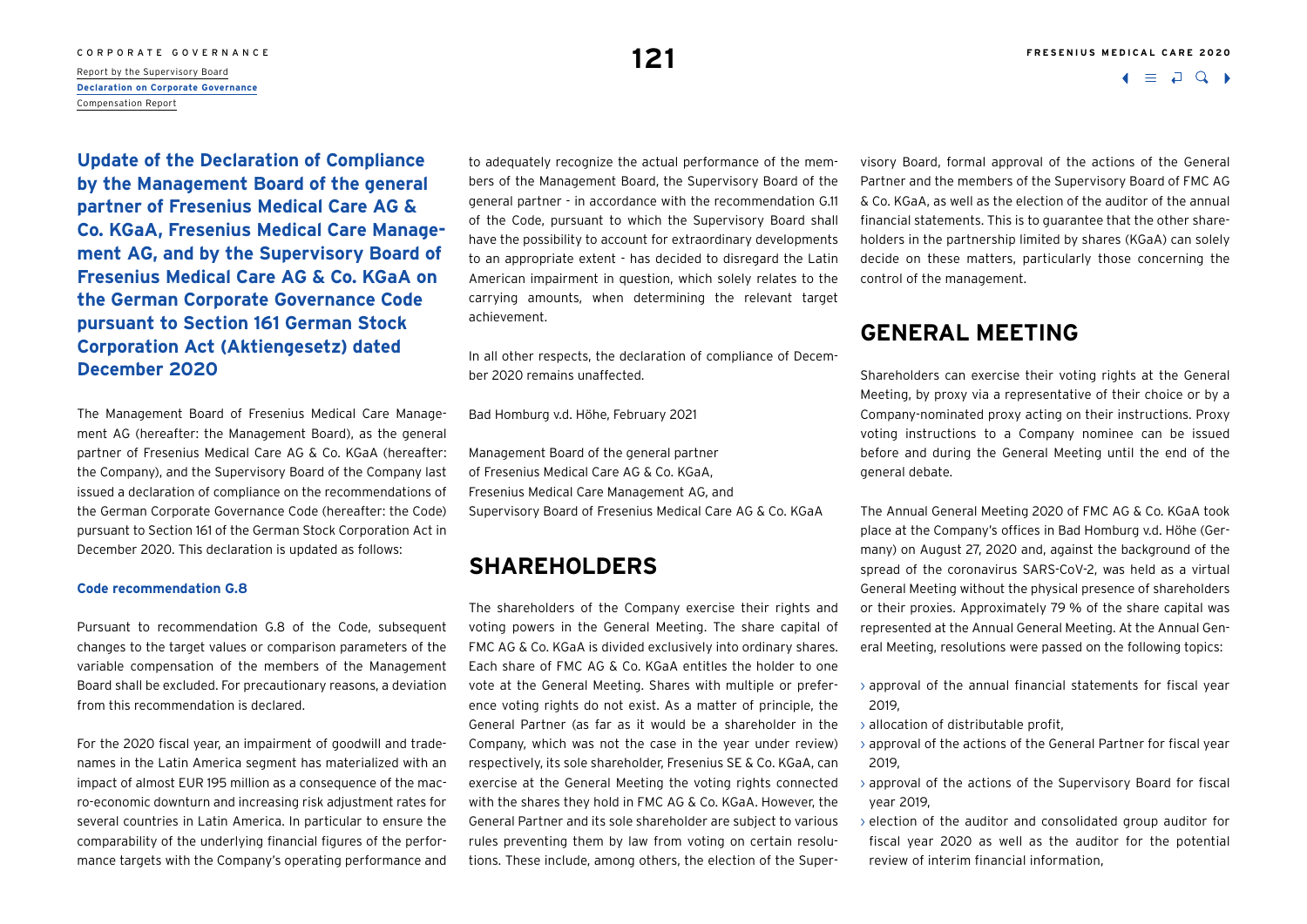## Update of the Declaration of Compliance by the Management Board of the general partner of Fresenius Medical Care AG & Co. KGaA, Fresenius Medical Care Management AG, and by the Supervisory Board of Fresenius Medical Care AG & Co. KGaA on the German Corporate Governance Code pursuant to Section 161 German Stock Corporation Act (Aktiengesetz) dated December 2020

The Management Board of Fresenius Medical Care Management AG (hereafter: the Management Board), as the general partner of Fresenius Medical Care AG & Co. KGaA (hereafter: the Company), and the Supervisory Board of the Company last issued a declaration of compliance on the recommendations of the German Corporate Governance Code (hereafter: the Code) pursuant to Section 161 of the German Stock Corporation Act in December 2020. This declaration is updated as follows:

**Code recommendation G.8**

Pursuant to recommendation G.8 of the Code, subsequent changes to the target values or comparison parameters of the variable compensation of the members of the Management Board shall be excluded. For precautionary reasons, a deviation from this recommendation is declared.

For the 2020 fiscal year, an impairment of goodwill and tradenames in the Latin America segment has materialized with an impact of almost EUR 195 million as a consequence of the macro-economic downturn and increasing risk adjustment rates for several countries in Latin America. In particular to ensure the comparability of the underlying financial figures of the performance targets with the Company's operating performance and to adequately recognize the actual performance of the members of the Management Board, the Supervisory Board of the general partner - in accordance with the recommendation G.11 of the Code, pursuant to which the Supervisory Board shall have the possibility to account for extraordinary developments to an appropriate extent - has decided to disregard the Latin American impairment in question, which solely relates to the carrying amounts, when determining the relevant target achievement.

In all other respects, the declaration of compliance of December 2020 remains unaffected.

Bad Homburg v.d. Höhe, February 2021

Management Board of the general partner
of Fresenius Medical Care AG & Co. KGaA,
Fresenius Medical Care Management AG, and
Supervisory Board of Fresenius Medical Care AG & Co. KGaA

## SHAREHOLDERS

The shareholders of the Company exercise their rights and voting powers in the General Meeting. The share capital of FMC AG & Co. KGaA is divided exclusively into ordinary shares. Each share of FMC AG & Co. KGaA entitles the holder to one vote at the General Meeting. Shares with multiple or preference voting rights do not exist. As a matter of principle, the General Partner (as far as it would be a shareholder in the Company, which was not the case in the year under review) respectively, its sole shareholder, Fresenius SE & Co. KGaA, can exercise at the General Meeting the voting rights connected with the shares they hold in FMC AG & Co. KGaA. However, the General Partner and its sole shareholder are subject to various rules preventing them by law from voting on certain resolutions. These include, among others, the election of the Supervisory Board, formal approval of the actions of the General Partner and the members of the Supervisory Board of FMC AG & Co. KGaA, as well as the election of the auditor of the annual financial statements. This is to guarantee that the other shareholders in the partnership limited by shares (KGaA) can solely decide on these matters, particularly those concerning the control of the management.

## GENERAL MEETING

Shareholders can exercise their voting rights at the General Meeting, by proxy via a representative of their choice or by a Company-nominated proxy acting on their instructions. Proxy voting instructions to a Company nominee can be issued before and during the General Meeting until the end of the general debate.

The Annual General Meeting 2020 of FMC AG & Co. KGaA took place at the Company's offices in Bad Homburg v.d. Höhe (Germany) on August 27, 2020 and, against the background of the spread of the coronavirus SARS-CoV-2, was held as a virtual General Meeting without the physical presence of shareholders or their proxies. Approximately 79 % of the share capital was represented at the Annual General Meeting. At the Annual General Meeting, resolutions were passed on the following topics:

- approval of the annual financial statements for fiscal year 2019,
- allocation of distributable profit,
- approval of the actions of the General Partner for fiscal year 2019,
- approval of the actions of the Supervisory Board for fiscal year 2019,
- election of the auditor and consolidated group auditor for fiscal year 2020 as well as the auditor for the potential review of interim financial information,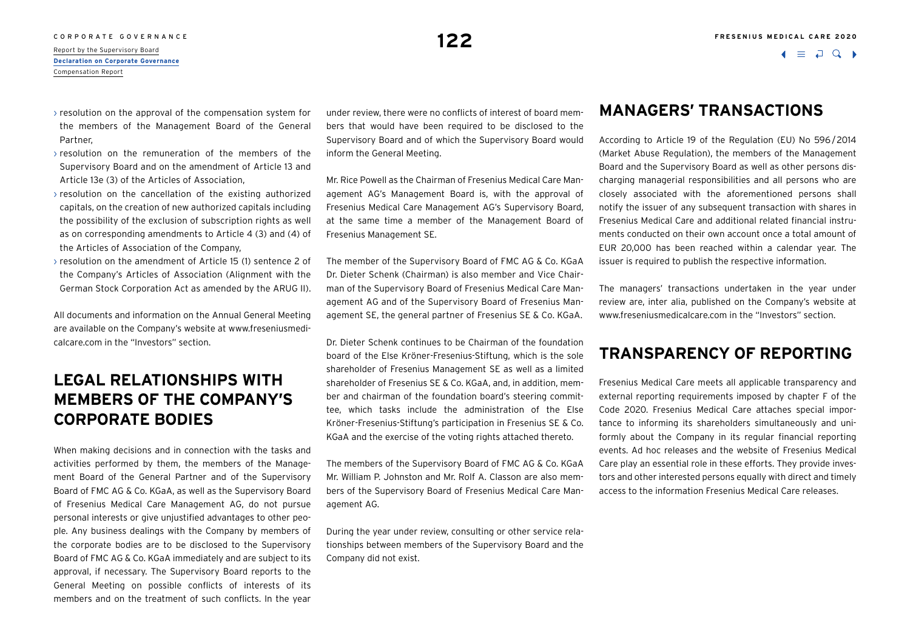- resolution on the approval of the compensation system for the members of the Management Board of the General Partner,
- resolution on the remuneration of the members of the Supervisory Board and on the amendment of Article 13 and Article 13e (3) of the Articles of Association,
- resolution on the cancellation of the existing authorized capitals, on the creation of new authorized capitals including the possibility of the exclusion of subscription rights as well as on corresponding amendments to Article 4 (3) and (4) of the Articles of Association of the Company,
- resolution on the amendment of Article 15 (1) sentence 2 of the Company's Articles of Association (Alignment with the German Stock Corporation Act as amended by the ARUG II).

All documents and information on the Annual General Meeting are available on the Company's website at www.freseniusmedicalcare.com in the "Investors" section.

## LEGAL RELATIONSHIPS WITH MEMBERS OF THE COMPANY'S CORPORATE BODIES

When making decisions and in connection with the tasks and activities performed by them, the members of the Management Board of the General Partner and of the Supervisory Board of FMC AG & Co. KGaA, as well as the Supervisory Board of Fresenius Medical Care Management AG, do not pursue personal interests or give unjustified advantages to other people. Any business dealings with the Company by members of the corporate bodies are to be disclosed to the Supervisory Board of FMC AG & Co. KGaA immediately and are subject to its approval, if necessary. The Supervisory Board reports to the General Meeting on possible conflicts of interests of its members and on the treatment of such conflicts. In the year under review, there were no conflicts of interest of board members that would have been required to be disclosed to the Supervisory Board and of which the Supervisory Board would inform the General Meeting.

Mr. Rice Powell as the Chairman of Fresenius Medical Care Management AG's Management Board is, with the approval of Fresenius Medical Care Management AG's Supervisory Board, at the same time a member of the Management Board of Fresenius Management SE.

The member of the Supervisory Board of FMC AG & Co. KGaA Dr. Dieter Schenk (Chairman) is also member and Vice Chairman of the Supervisory Board of Fresenius Medical Care Management AG and of the Supervisory Board of Fresenius Management SE, the general partner of Fresenius SE & Co. KGaA.

Dr. Dieter Schenk continues to be Chairman of the foundation board of the Else Kröner-Fresenius-Stiftung, which is the sole shareholder of Fresenius Management SE as well as a limited shareholder of Fresenius SE & Co. KGaA, and, in addition, member and chairman of the foundation board's steering committee, which tasks include the administration of the Else Kröner-Fresenius-Stiftung's participation in Fresenius SE & Co. KGaA and the exercise of the voting rights attached thereto.

The members of the Supervisory Board of FMC AG & Co. KGaA Mr. William P. Johnston and Mr. Rolf A. Classon are also members of the Supervisory Board of Fresenius Medical Care Management AG.

During the year under review, consulting or other service relationships between members of the Supervisory Board and the Company did not exist.

## MANAGERS' TRANSACTIONS

According to Article 19 of the Regulation (EU) No 596/2014 (Market Abuse Regulation), the members of the Management Board and the Supervisory Board as well as other persons discharging managerial responsibilities and all persons who are closely associated with the aforementioned persons shall notify the issuer of any subsequent transaction with shares in Fresenius Medical Care and additional related financial instruments conducted on their own account once a total amount of EUR 20,000 has been reached within a calendar year. The issuer is required to publish the respective information.

The managers' transactions undertaken in the year under review are, inter alia, published on the Company's website at www.freseniusmedicalcare.com in the "Investors" section.

## TRANSPARENCY OF REPORTING

Fresenius Medical Care meets all applicable transparency and external reporting requirements imposed by chapter F of the Code 2020. Fresenius Medical Care attaches special importance to informing its shareholders simultaneously and uniformly about the Company in its regular financial reporting events. Ad hoc releases and the website of Fresenius Medical Care play an essential role in these efforts. They provide investors and other interested persons equally with direct and timely access to the information Fresenius Medical Care releases.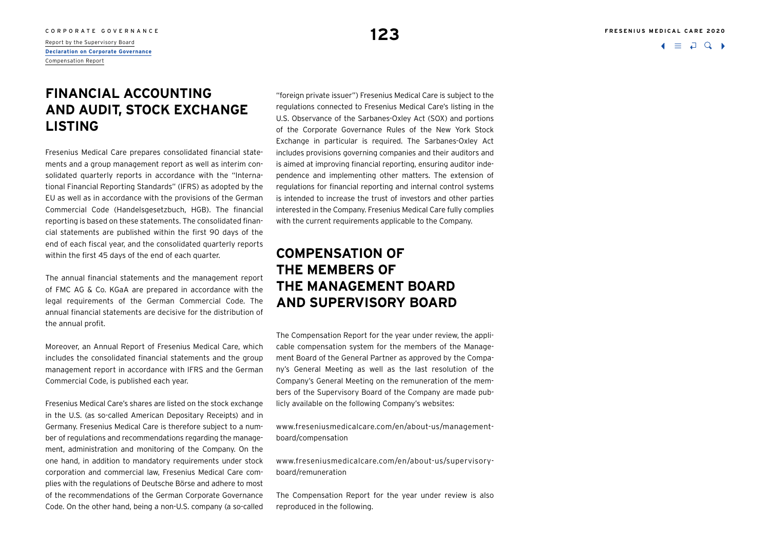# FINANCIAL ACCOUNTING AND AUDIT, STOCK EXCHANGE LISTING

Fresenius Medical Care prepares consolidated financial statements and a group management report as well as interim consolidated quarterly reports in accordance with the "International Financial Reporting Standards" (IFRS) as adopted by the EU as well as in accordance with the provisions of the German Commercial Code (Handelsgesetzbuch, HGB). The financial reporting is based on these statements. The consolidated financial statements are published within the first 90 days of the end of each fiscal year, and the consolidated quarterly reports within the first 45 days of the end of each quarter.

The annual financial statements and the management report of FMC AG & Co. KGaA are prepared in accordance with the legal requirements of the German Commercial Code. The annual financial statements are decisive for the distribution of the annual profit.

Moreover, an Annual Report of Fresenius Medical Care, which includes the consolidated financial statements and the group management report in accordance with IFRS and the German Commercial Code, is published each year.

Fresenius Medical Care's shares are listed on the stock exchange in the U.S. (as so-called American Depositary Receipts) and in Germany. Fresenius Medical Care is therefore subject to a number of regulations and recommendations regarding the management, administration and monitoring of the Company. On the one hand, in addition to mandatory requirements under stock corporation and commercial law, Fresenius Medical Care complies with the regulations of Deutsche Börse and adhere to most of the recommendations of the German Corporate Governance Code. On the other hand, being a non-U.S. company (a so-called "foreign private issuer") Fresenius Medical Care is subject to the regulations connected to Fresenius Medical Care's listing in the U.S. Observance of the Sarbanes-Oxley Act (SOX) and portions of the Corporate Governance Rules of the New York Stock Exchange in particular is required. The Sarbanes-Oxley Act includes provisions governing companies and their auditors and is aimed at improving financial reporting, ensuring auditor independence and implementing other matters. The extension of regulations for financial reporting and internal control systems is intended to increase the trust of investors and other parties interested in the Company. Fresenius Medical Care fully complies with the current requirements applicable to the Company.

# COMPENSATION OF THE MEMBERS OF THE MANAGEMENT BOARD AND SUPERVISORY BOARD

The Compensation Report for the year under review, the applicable compensation system for the members of the Management Board of the General Partner as approved by the Company's General Meeting as well as the last resolution of the Company's General Meeting on the remuneration of the members of the Supervisory Board of the Company are made publicly available on the following Company's websites:

www.freseniusmedicalcare.com/en/about-us/management-board/compensation

www.freseniusmedicalcare.com/en/about-us/supervisory-board/remuneration

The Compensation Report for the year under review is also reproduced in the following.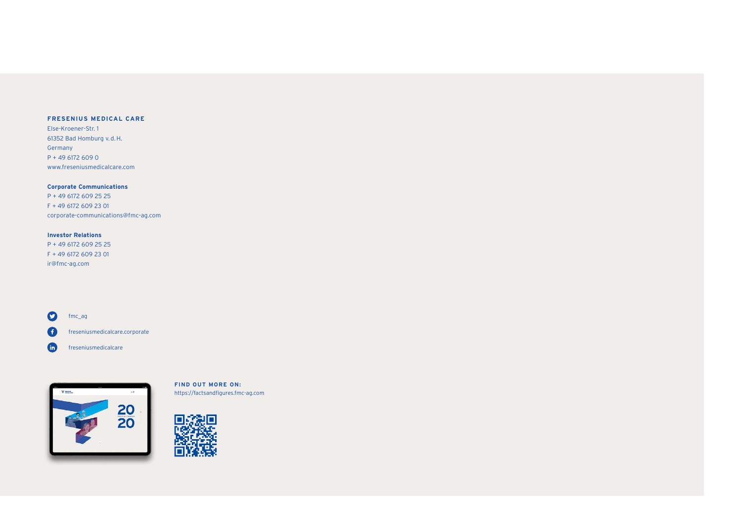**FRESENIUS MEDICAL CARE**

Else-Kroener-Str. 1
61352 Bad Homburg v. d. H.
Germany
P + 49 6172 609 0
www.freseniusmedicalcare.com

**Corporate Communications**

P + 49 6172 609 25 25
F + 49 6172 609 23 01
corporate-communications@fmc-ag.com

**Investor Relations**

P + 49 6172 609 25 25
F + 49 6172 609 23 01
ir@fmc-ag.com

fmc_ag

freseniusmedicalcare.corporate

freseniusmedicalcare

**FIND OUT MORE ON:**
https://factsandfigures.fmc-ag.com